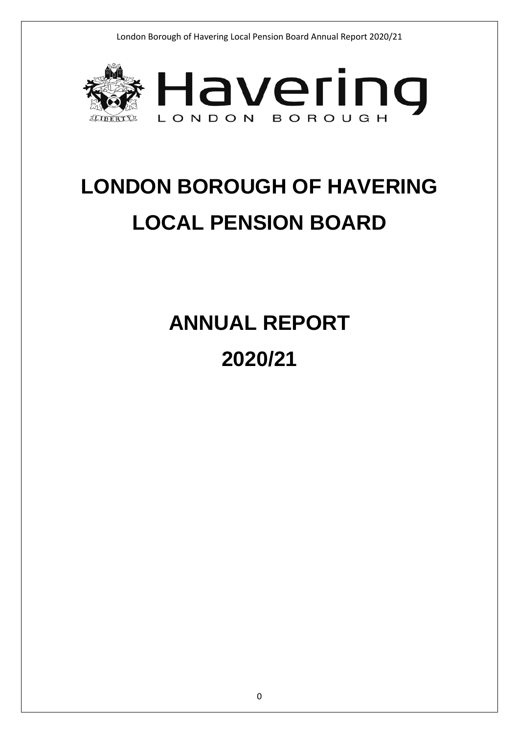# LONDON BOROUGH OF HAVERING
# LOCAL PENSION BOARD

# ANNUAL REPORT
# 2020/21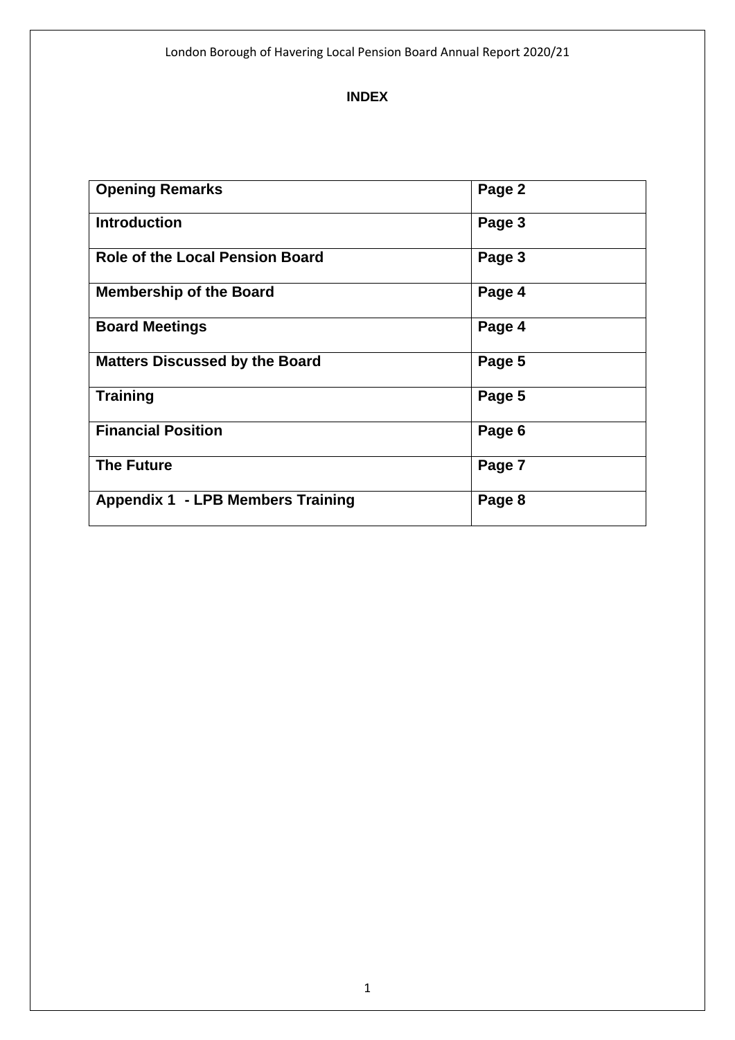**INDEX**

| Opening Remarks | Page 2 |
|---|---|
| Introduction | Page 3 |
| Role of the Local Pension Board | Page 3 |
| Membership of the Board | Page 4 |
| Board Meetings | Page 4 |
| Matters Discussed by the Board | Page 5 |
| Training | Page 5 |
| Financial Position | Page 6 |
| The Future | Page 7 |
| Appendix 1 - LPB Members Training | Page 8 |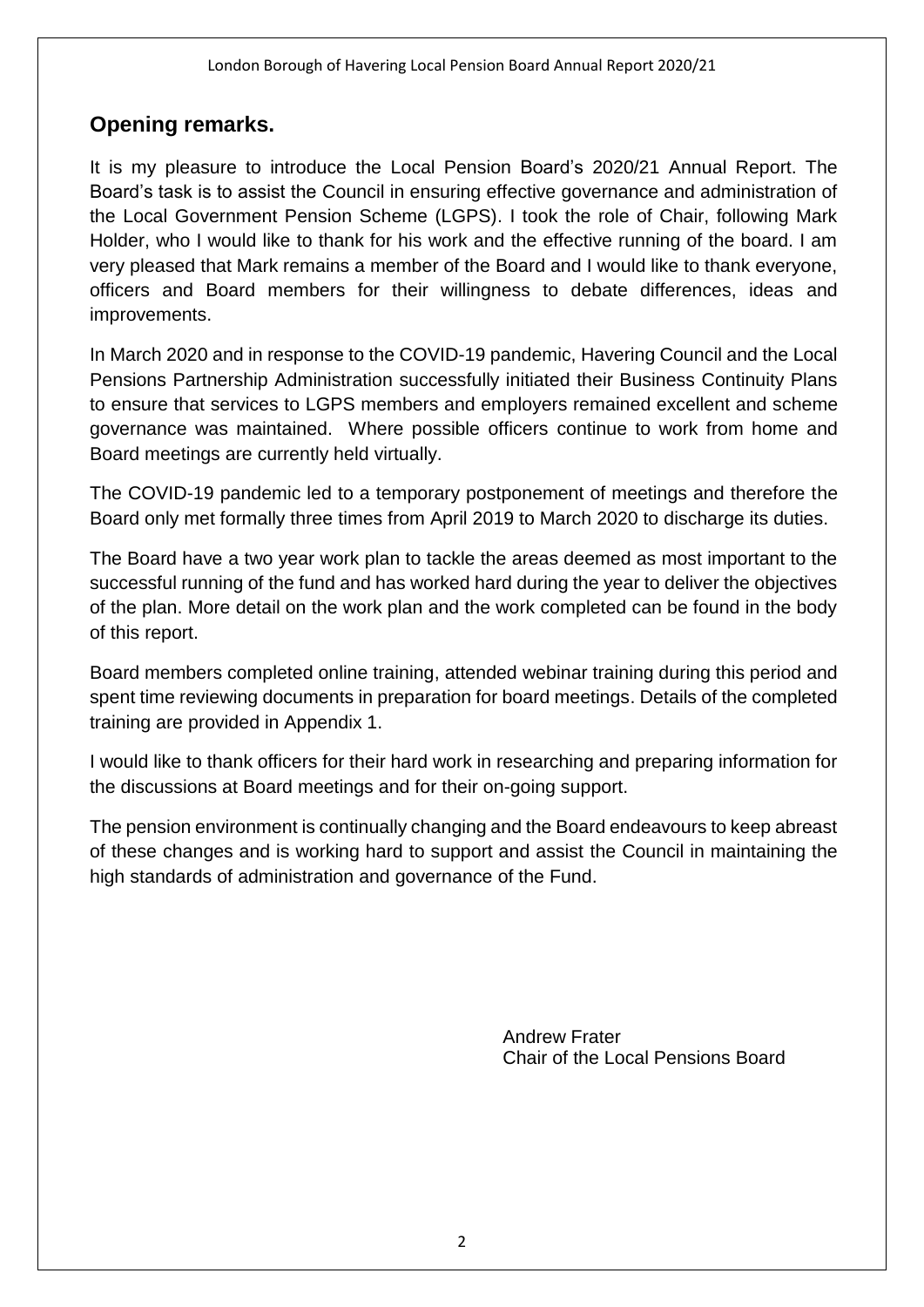## Opening remarks.

It is my pleasure to introduce the Local Pension Board's 2020/21 Annual Report. The Board's task is to assist the Council in ensuring effective governance and administration of the Local Government Pension Scheme (LGPS). I took the role of Chair, following Mark Holder, who I would like to thank for his work and the effective running of the board. I am very pleased that Mark remains a member of the Board and I would like to thank everyone, officers and Board members for their willingness to debate differences, ideas and improvements.

In March 2020 and in response to the COVID-19 pandemic, Havering Council and the Local Pensions Partnership Administration successfully initiated their Business Continuity Plans to ensure that services to LGPS members and employers remained excellent and scheme governance was maintained. Where possible officers continue to work from home and Board meetings are currently held virtually.

The COVID-19 pandemic led to a temporary postponement of meetings and therefore the Board only met formally three times from April 2019 to March 2020 to discharge its duties.

The Board have a two year work plan to tackle the areas deemed as most important to the successful running of the fund and has worked hard during the year to deliver the objectives of the plan. More detail on the work plan and the work completed can be found in the body of this report.

Board members completed online training, attended webinar training during this period and spent time reviewing documents in preparation for board meetings. Details of the completed training are provided in Appendix 1.

I would like to thank officers for their hard work in researching and preparing information for the discussions at Board meetings and for their on-going support.

The pension environment is continually changing and the Board endeavours to keep abreast of these changes and is working hard to support and assist the Council in maintaining the high standards of administration and governance of the Fund.

Andrew Frater
Chair of the Local Pensions Board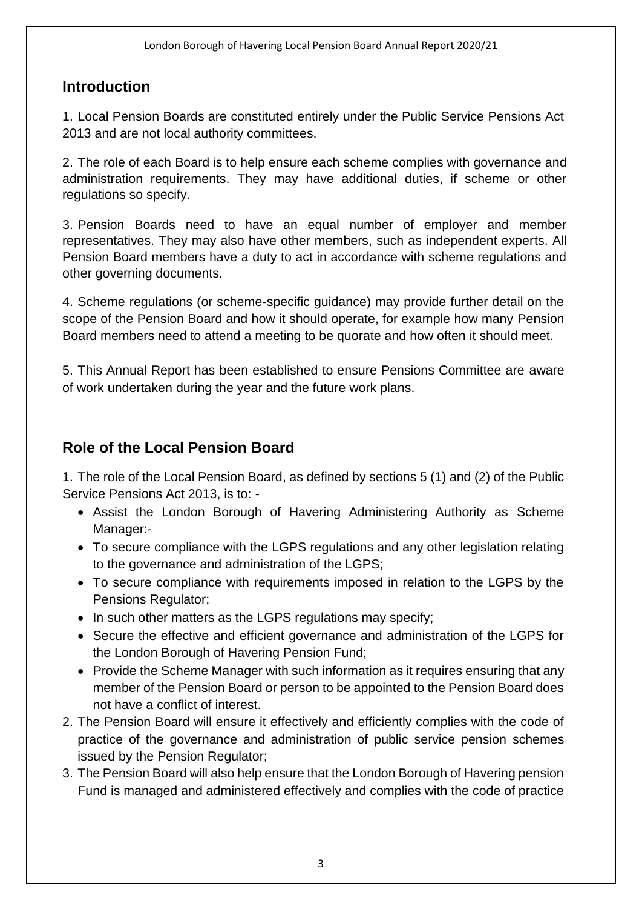## Introduction

1. Local Pension Boards are constituted entirely under the Public Service Pensions Act 2013 and are not local authority committees.

2. The role of each Board is to help ensure each scheme complies with governance and administration requirements. They may have additional duties, if scheme or other regulations so specify.

3. Pension Boards need to have an equal number of employer and member representatives. They may also have other members, such as independent experts. All Pension Board members have a duty to act in accordance with scheme regulations and other governing documents.

4. Scheme regulations (or scheme-specific guidance) may provide further detail on the scope of the Pension Board and how it should operate, for example how many Pension Board members need to attend a meeting to be quorate and how often it should meet.

5. This Annual Report has been established to ensure Pensions Committee are aware of work undertaken during the year and the future work plans.

## Role of the Local Pension Board

1. The role of the Local Pension Board, as defined by sections 5 (1) and (2) of the Public Service Pensions Act 2013, is to: -
   - Assist the London Borough of Havering Administering Authority as Scheme Manager:-
   - To secure compliance with the LGPS regulations and any other legislation relating to the governance and administration of the LGPS;
   - To secure compliance with requirements imposed in relation to the LGPS by the Pensions Regulator;
   - In such other matters as the LGPS regulations may specify;
   - Secure the effective and efficient governance and administration of the LGPS for the London Borough of Havering Pension Fund;
   - Provide the Scheme Manager with such information as it requires ensuring that any member of the Pension Board or person to be appointed to the Pension Board does not have a conflict of interest.
2. The Pension Board will ensure it effectively and efficiently complies with the code of practice of the governance and administration of public service pension schemes issued by the Pension Regulator;
3. The Pension Board will also help ensure that the London Borough of Havering pension Fund is managed and administered effectively and complies with the code of practice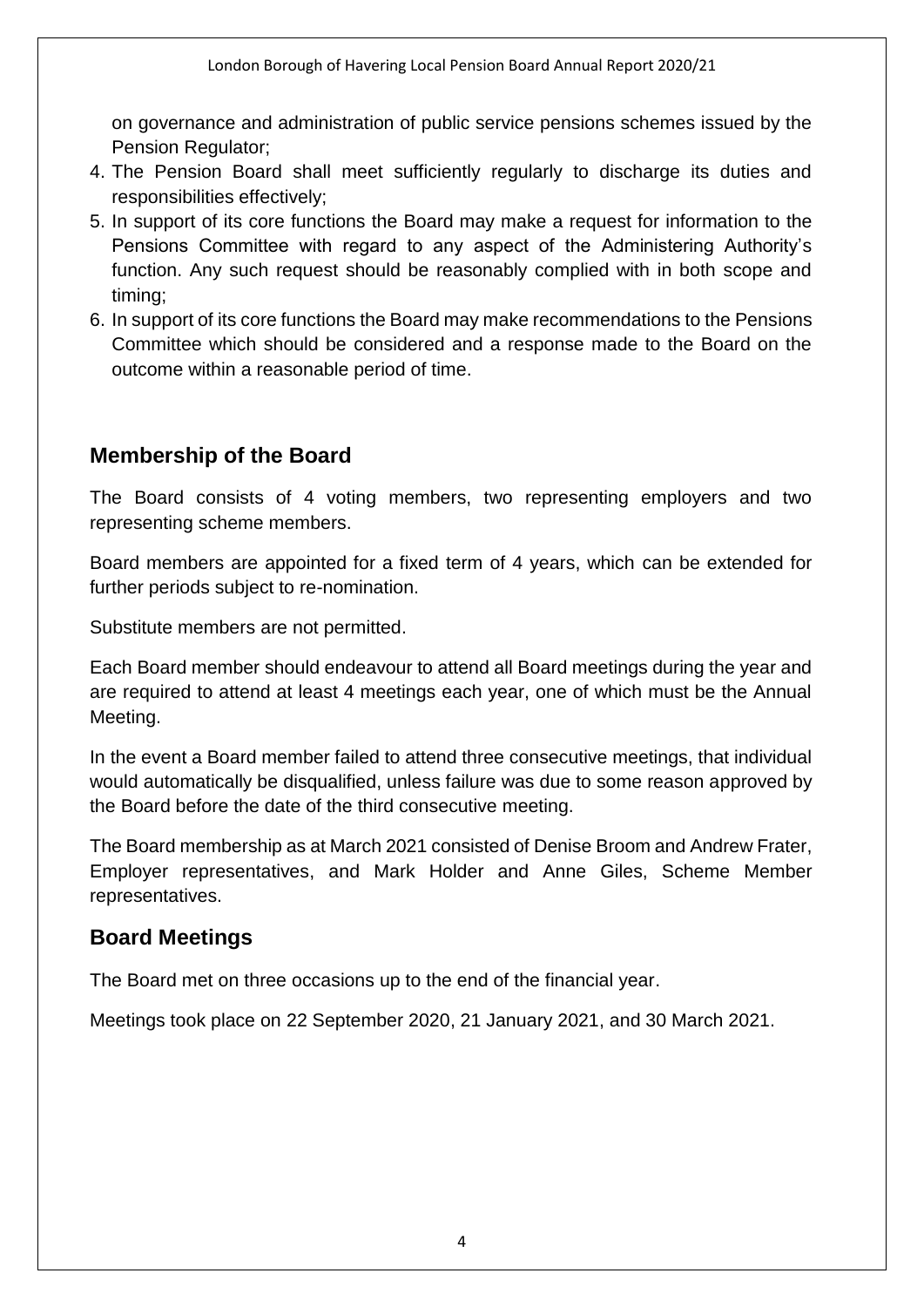on governance and administration of public service pensions schemes issued by the Pension Regulator;

4. The Pension Board shall meet sufficiently regularly to discharge its duties and responsibilities effectively;
5. In support of its core functions the Board may make a request for information to the Pensions Committee with regard to any aspect of the Administering Authority's function. Any such request should be reasonably complied with in both scope and timing;
6. In support of its core functions the Board may make recommendations to the Pensions Committee which should be considered and a response made to the Board on the outcome within a reasonable period of time.

## Membership of the Board

The Board consists of 4 voting members, two representing employers and two representing scheme members.

Board members are appointed for a fixed term of 4 years, which can be extended for further periods subject to re-nomination.

Substitute members are not permitted.

Each Board member should endeavour to attend all Board meetings during the year and are required to attend at least 4 meetings each year, one of which must be the Annual Meeting.

In the event a Board member failed to attend three consecutive meetings, that individual would automatically be disqualified, unless failure was due to some reason approved by the Board before the date of the third consecutive meeting.

The Board membership as at March 2021 consisted of Denise Broom and Andrew Frater, Employer representatives, and Mark Holder and Anne Giles, Scheme Member representatives.

## Board Meetings

The Board met on three occasions up to the end of the financial year.

Meetings took place on 22 September 2020, 21 January 2021, and 30 March 2021.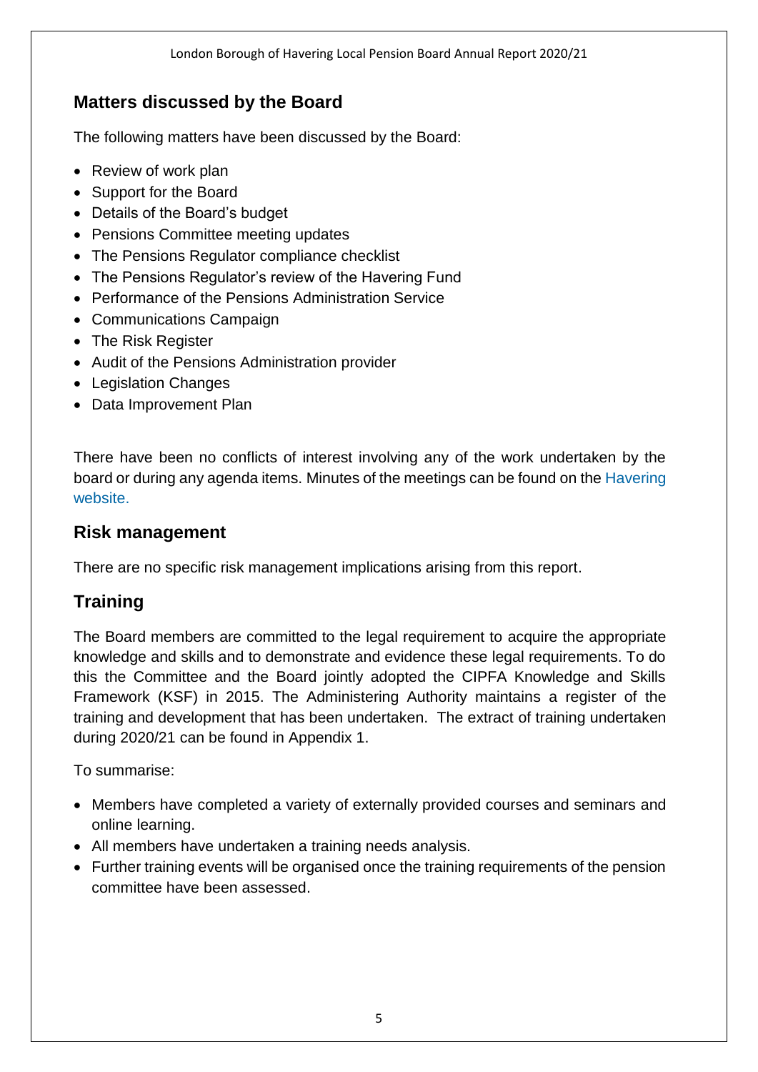## Matters discussed by the Board

The following matters have been discussed by the Board:

- Review of work plan
- Support for the Board
- Details of the Board's budget
- Pensions Committee meeting updates
- The Pensions Regulator compliance checklist
- The Pensions Regulator's review of the Havering Fund
- Performance of the Pensions Administration Service
- Communications Campaign
- The Risk Register
- Audit of the Pensions Administration provider
- Legislation Changes
- Data Improvement Plan

There have been no conflicts of interest involving any of the work undertaken by the board or during any agenda items. Minutes of the meetings can be found on the Havering website.

## Risk management

There are no specific risk management implications arising from this report.

## Training

The Board members are committed to the legal requirement to acquire the appropriate knowledge and skills and to demonstrate and evidence these legal requirements. To do this the Committee and the Board jointly adopted the CIPFA Knowledge and Skills Framework (KSF) in 2015. The Administering Authority maintains a register of the training and development that has been undertaken. The extract of training undertaken during 2020/21 can be found in Appendix 1.

To summarise:

- Members have completed a variety of externally provided courses and seminars and online learning.
- All members have undertaken a training needs analysis.
- Further training events will be organised once the training requirements of the pension committee have been assessed.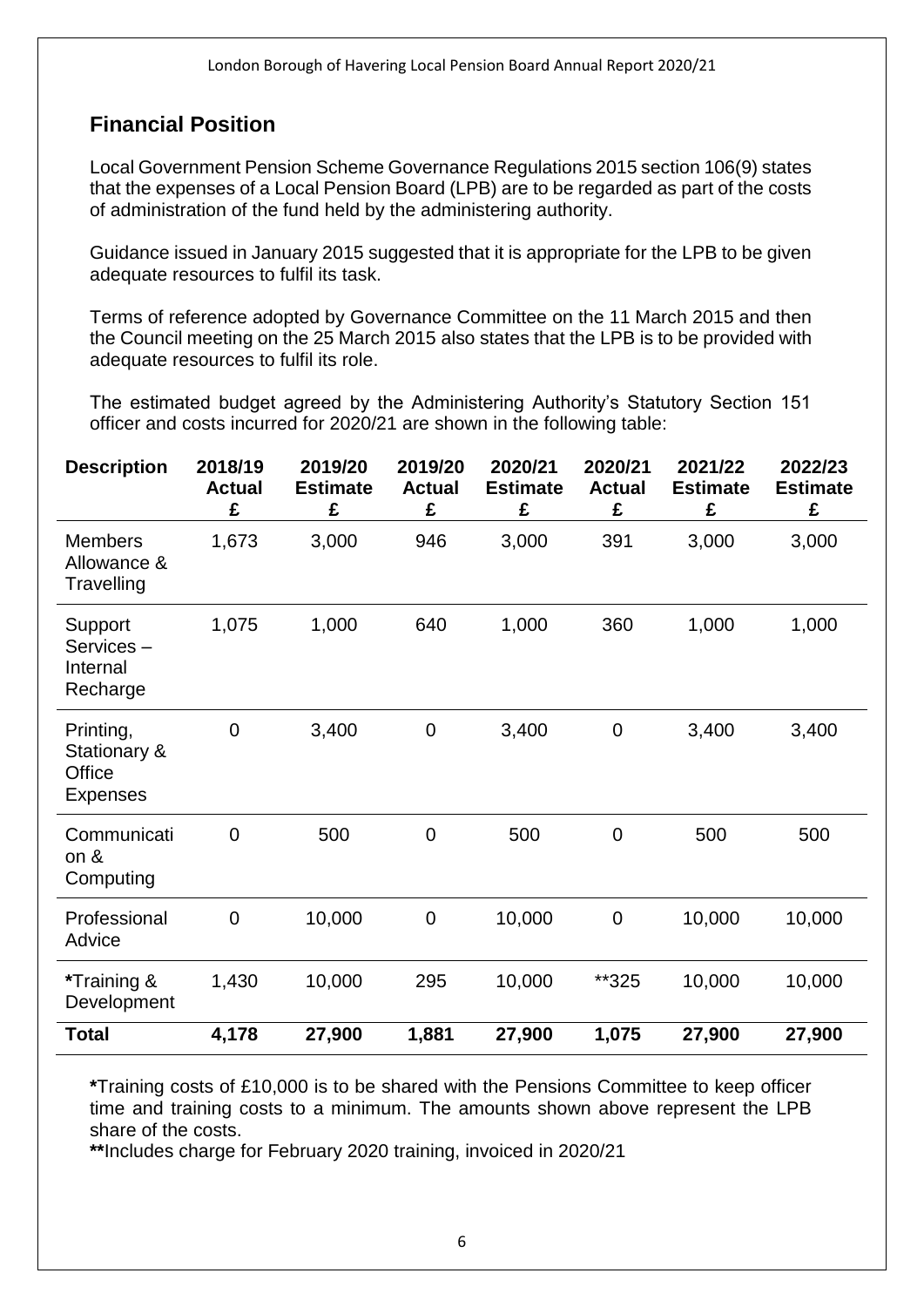## Financial Position

Local Government Pension Scheme Governance Regulations 2015 section 106(9) states that the expenses of a Local Pension Board (LPB) are to be regarded as part of the costs of administration of the fund held by the administering authority.

Guidance issued in January 2015 suggested that it is appropriate for the LPB to be given adequate resources to fulfil its task.

Terms of reference adopted by Governance Committee on the 11 March 2015 and then the Council meeting on the 25 March 2015 also states that the LPB is to be provided with adequate resources to fulfil its role.

The estimated budget agreed by the Administering Authority's Statutory Section 151 officer and costs incurred for 2020/21 are shown in the following table:

| Description | 2018/19 Actual £ | 2019/20 Estimate £ | 2019/20 Actual £ | 2020/21 Estimate £ | 2020/21 Actual £ | 2021/22 Estimate £ | 2022/23 Estimate £ |
|---|---|---|---|---|---|---|---|
| Members Allowance & Travelling | 1,673 | 3,000 | 946 | 3,000 | 391 | 3,000 | 3,000 |
| Support Services – Internal Recharge | 1,075 | 1,000 | 640 | 1,000 | 360 | 1,000 | 1,000 |
| Printing, Stationary & Office Expenses | 0 | 3,400 | 0 | 3,400 | 0 | 3,400 | 3,400 |
| Communication & Computing | 0 | 500 | 0 | 500 | 0 | 500 | 500 |
| Professional Advice | 0 | 10,000 | 0 | 10,000 | 0 | 10,000 | 10,000 |
| *Training & Development | 1,430 | 10,000 | 295 | 10,000 | **325 | 10,000 | 10,000 |
| **Total** | **4,178** | **27,900** | **1,881** | **27,900** | **1,075** | **27,900** | **27,900** |

**\***Training costs of £10,000 is to be shared with the Pensions Committee to keep officer time and training costs to a minimum. The amounts shown above represent the LPB share of the costs.

**\*\***Includes charge for February 2020 training, invoiced in 2020/21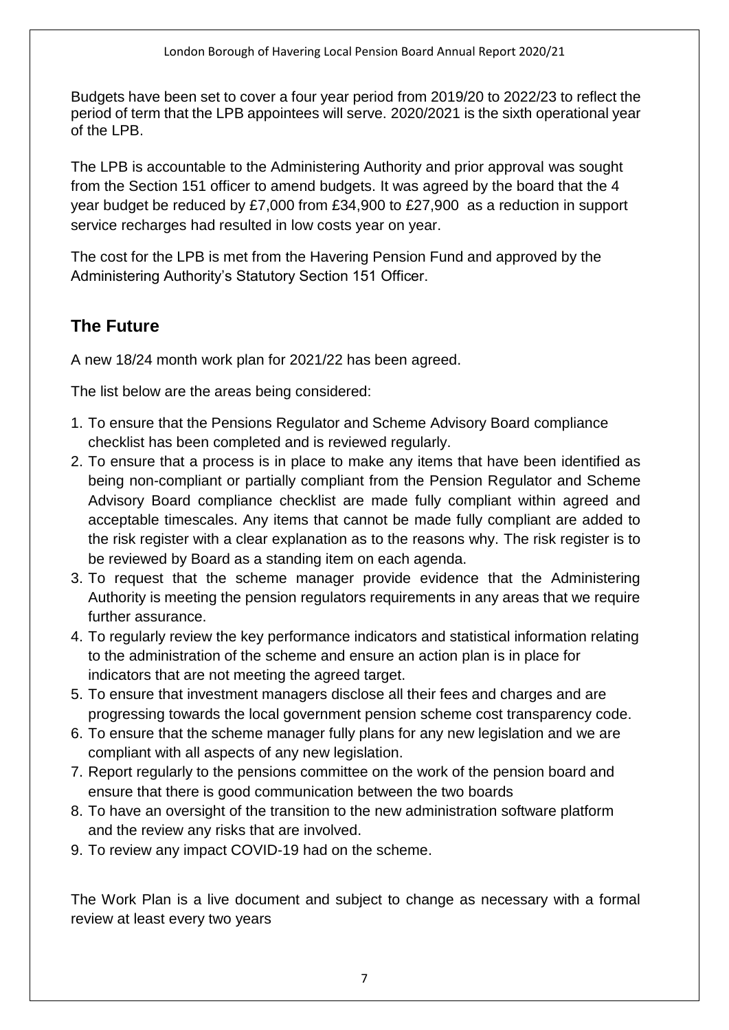Budgets have been set to cover a four year period from 2019/20 to 2022/23 to reflect the period of term that the LPB appointees will serve. 2020/2021 is the sixth operational year of the LPB.

The LPB is accountable to the Administering Authority and prior approval was sought from the Section 151 officer to amend budgets. It was agreed by the board that the 4 year budget be reduced by £7,000 from £34,900 to £27,900 as a reduction in support service recharges had resulted in low costs year on year.

The cost for the LPB is met from the Havering Pension Fund and approved by the Administering Authority's Statutory Section 151 Officer.

## The Future

A new 18/24 month work plan for 2021/22 has been agreed.

The list below are the areas being considered:

1. To ensure that the Pensions Regulator and Scheme Advisory Board compliance checklist has been completed and is reviewed regularly.
2. To ensure that a process is in place to make any items that have been identified as being non-compliant or partially compliant from the Pension Regulator and Scheme Advisory Board compliance checklist are made fully compliant within agreed and acceptable timescales. Any items that cannot be made fully compliant are added to the risk register with a clear explanation as to the reasons why. The risk register is to be reviewed by Board as a standing item on each agenda.
3. To request that the scheme manager provide evidence that the Administering Authority is meeting the pension regulators requirements in any areas that we require further assurance.
4. To regularly review the key performance indicators and statistical information relating to the administration of the scheme and ensure an action plan is in place for indicators that are not meeting the agreed target.
5. To ensure that investment managers disclose all their fees and charges and are progressing towards the local government pension scheme cost transparency code.
6. To ensure that the scheme manager fully plans for any new legislation and we are compliant with all aspects of any new legislation.
7. Report regularly to the pensions committee on the work of the pension board and ensure that there is good communication between the two boards
8. To have an oversight of the transition to the new administration software platform and the review any risks that are involved.
9. To review any impact COVID-19 had on the scheme.

The Work Plan is a live document and subject to change as necessary with a formal review at least every two years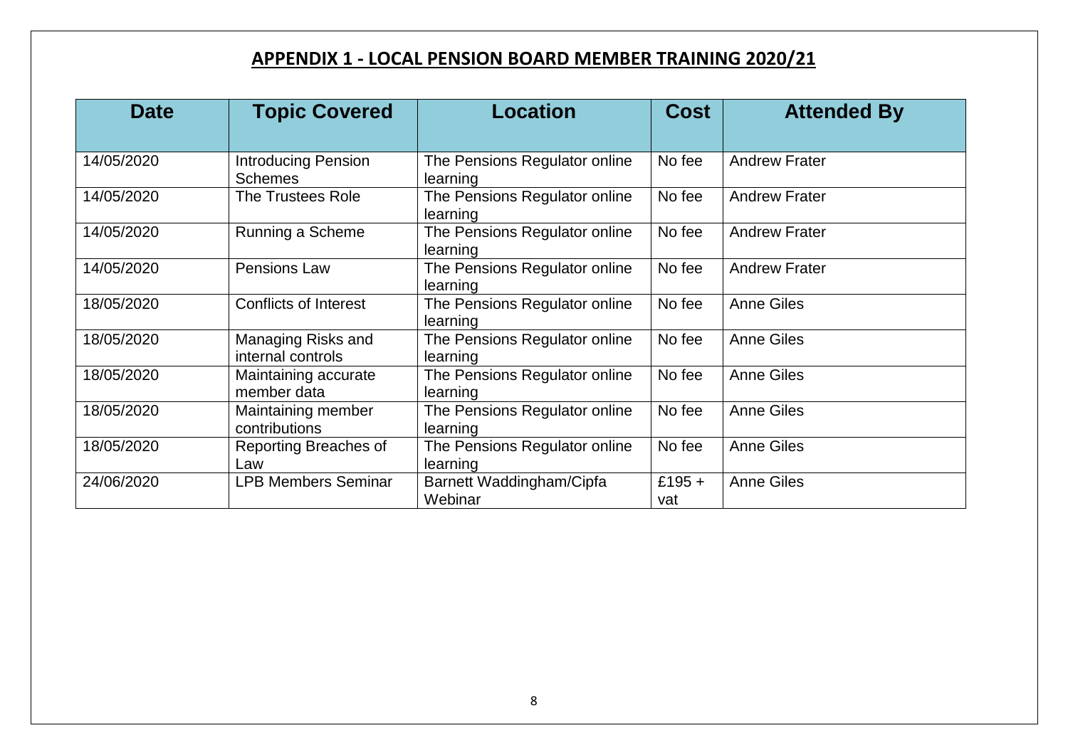## APPENDIX 1 - LOCAL PENSION BOARD MEMBER TRAINING 2020/21

| Date | Topic Covered | Location | Cost | Attended By |
|---|---|---|---|---|
| 14/05/2020 | Introducing Pension Schemes | The Pensions Regulator online learning | No fee | Andrew Frater |
| 14/05/2020 | The Trustees Role | The Pensions Regulator online learning | No fee | Andrew Frater |
| 14/05/2020 | Running a Scheme | The Pensions Regulator online learning | No fee | Andrew Frater |
| 14/05/2020 | Pensions Law | The Pensions Regulator online learning | No fee | Andrew Frater |
| 18/05/2020 | Conflicts of Interest | The Pensions Regulator online learning | No fee | Anne Giles |
| 18/05/2020 | Managing Risks and internal controls | The Pensions Regulator online learning | No fee | Anne Giles |
| 18/05/2020 | Maintaining accurate member data | The Pensions Regulator online learning | No fee | Anne Giles |
| 18/05/2020 | Maintaining member contributions | The Pensions Regulator online learning | No fee | Anne Giles |
| 18/05/2020 | Reporting Breaches of Law | The Pensions Regulator online learning | No fee | Anne Giles |
| 24/06/2020 | LPB Members Seminar | Barnett Waddingham/Cipfa Webinar | £195 + vat | Anne Giles |